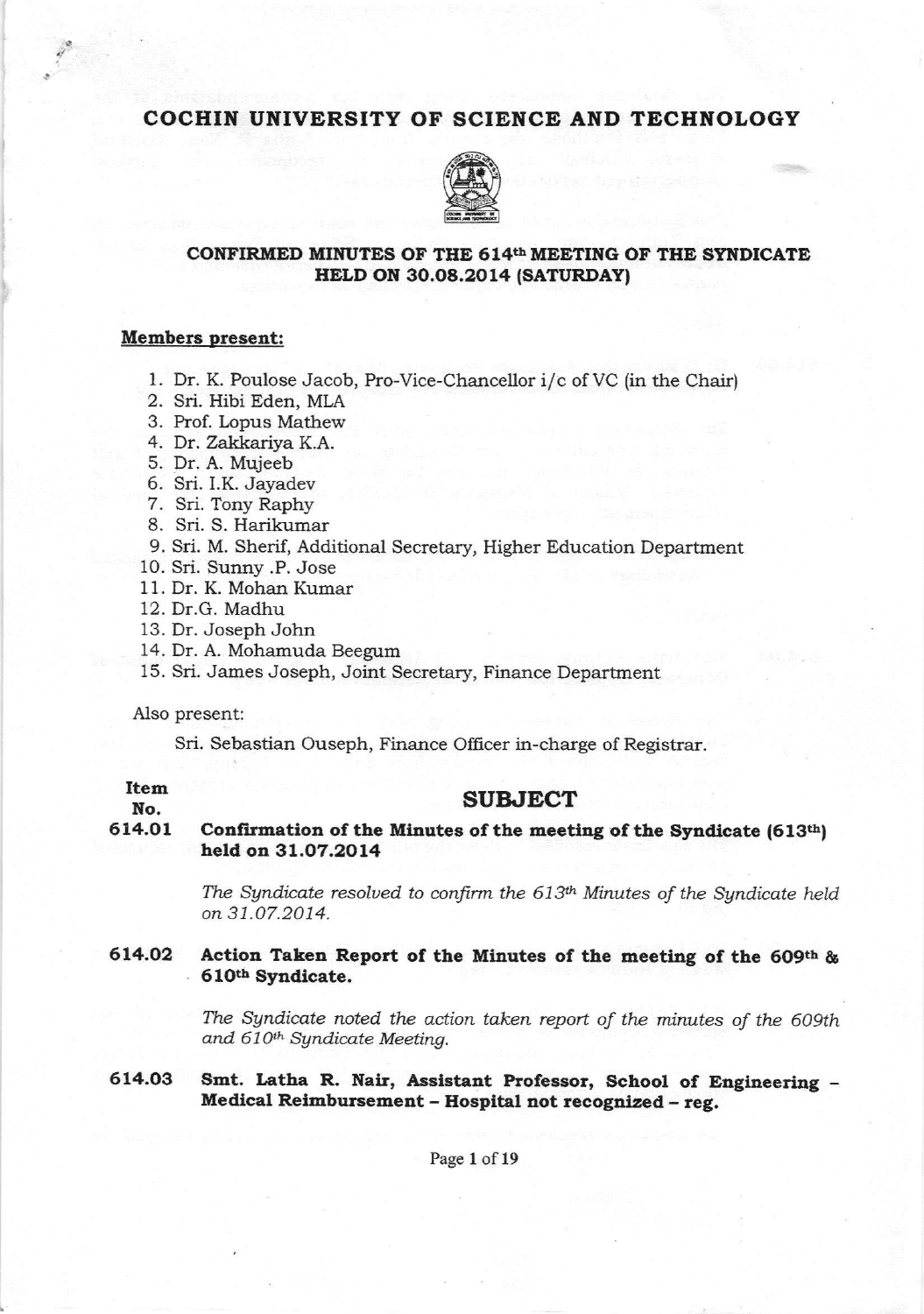# COCHIN UNIVERSITY OF SCIENCE AND TECHNOLOGY

## CONFIRMED MINUTES OF THE 614th MEETING OF THE SYNDICATE HELD ON 30.08.2014 (SATURDAY)

**Members present:**

1. Dr. K. Poulose Jacob, Pro-Vice-Chancellor i/c of VC (in the Chair)
2. Sri. Hibi Eden, MLA
3. Prof. Lopus Mathew
4. Dr. Zakkariya K.A.
5. Dr. A. Mujeeb
6. Sri. I.K. Jayadev
7. Sri. Tony Raphy
8. Sri. S. Harikumar
9. Sri. M. Sherif, Additional Secretary, Higher Education Department
10. Sri. Sunny .P. Jose
11. Dr. K. Mohan Kumar
12. Dr.G. Madhu
13. Dr. Joseph John
14. Dr. A. Mohamuda Beegum
15. Sri. James Joseph, Joint Secretary, Finance Department

Also present:

Sri. Sebastian Ouseph, Finance Officer in-charge of Registrar.

**Item No.** — **SUBJECT**

**614.01 Confirmation of the Minutes of the meeting of the Syndicate (613th) held on 31.07.2014**

*The Syndicate resolved to confirm the 613th Minutes of the Syndicate held on 31.07.2014.*

**614.02 Action Taken Report of the Minutes of the meeting of the 609th & 610th Syndicate.**

*The Syndicate noted the action taken report of the minutes of the 609th and 610th Syndicate Meeting.*

**614.03 Smt. Latha R. Nair, Assistant Professor, School of Engineering – Medical Reimbursement – Hospital not recognized – reg.**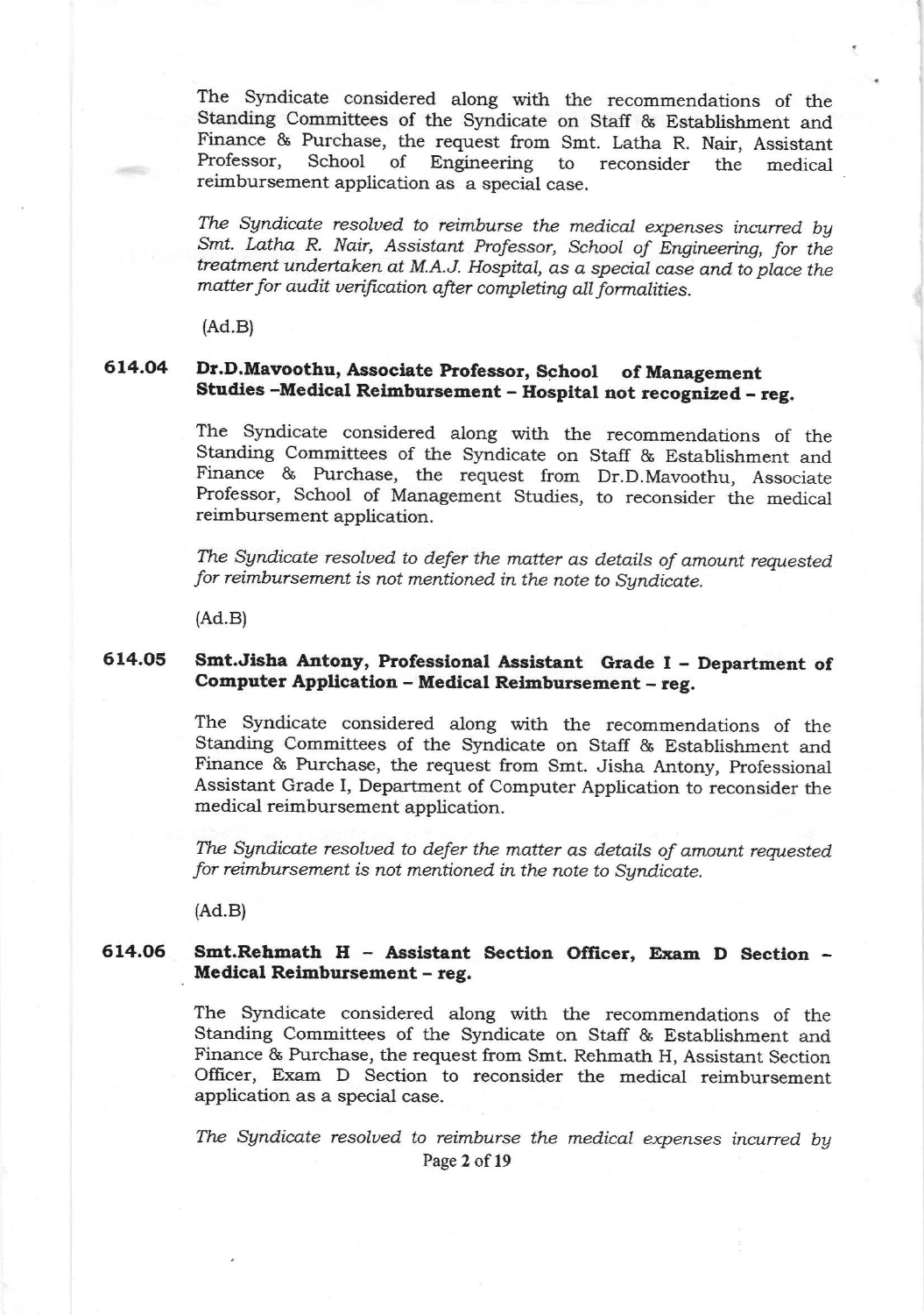The Syndicate considered along with the recommendations of the Standing Committees of the Syndicate on Staff & Establishment and Finance & Purchase, the request from Smt. Latha R. Nair, Assistant Professor, School of Engineering to reconsider the medical reimbursement application as a special case.

*The Syndicate resolved to reimburse the medical expenses incurred by Smt. Latha R. Nair, Assistant Professor, School of Engineering, for the treatment undertaken at M.A.J. Hospital, as a special case and to place the matter for audit verification after completing all formalities.*

(Ad.B)

### 614.04 Dr.D.Mavoothu, Associate Professor, School of Management Studies –Medical Reimbursement – Hospital not recognized – reg.

The Syndicate considered along with the recommendations of the Standing Committees of the Syndicate on Staff & Establishment and Finance & Purchase, the request from Dr.D.Mavoothu, Associate Professor, School of Management Studies, to reconsider the medical reimbursement application.

*The Syndicate resolved to defer the matter as details of amount requested for reimbursement is not mentioned in the note to Syndicate.*

(Ad.B)

### 614.05 Smt.Jisha Antony, Professional Assistant Grade I – Department of Computer Application – Medical Reimbursement – reg.

The Syndicate considered along with the recommendations of the Standing Committees of the Syndicate on Staff & Establishment and Finance & Purchase, the request from Smt. Jisha Antony, Professional Assistant Grade I, Department of Computer Application to reconsider the medical reimbursement application.

*The Syndicate resolved to defer the matter as details of amount requested for reimbursement is not mentioned in the note to Syndicate.*

(Ad.B)

### 614.06 Smt.Rehmath H – Assistant Section Officer, Exam D Section – Medical Reimbursement – reg.

The Syndicate considered along with the recommendations of the Standing Committees of the Syndicate on Staff & Establishment and Finance & Purchase, the request from Smt. Rehmath H, Assistant Section Officer, Exam D Section to reconsider the medical reimbursement application as a special case.

*The Syndicate resolved to reimburse the medical expenses incurred by*